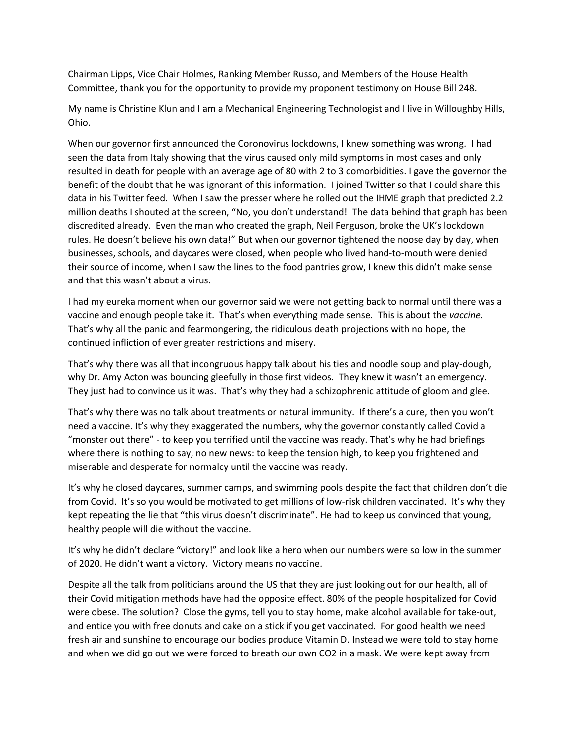Chairman Lipps, Vice Chair Holmes, Ranking Member Russo, and Members of the House Health Committee, thank you for the opportunity to provide my proponent testimony on House Bill 248.

My name is Christine Klun and I am a Mechanical Engineering Technologist and I live in Willoughby Hills, Ohio.

When our governor first announced the Coronovirus lockdowns, I knew something was wrong. I had seen the data from Italy showing that the virus caused only mild symptoms in most cases and only resulted in death for people with an average age of 80 with 2 to 3 comorbidities. I gave the governor the benefit of the doubt that he was ignorant of this information. I joined Twitter so that I could share this data in his Twitter feed. When I saw the presser where he rolled out the IHME graph that predicted 2.2 million deaths I shouted at the screen, "No, you don't understand! The data behind that graph has been discredited already. Even the man who created the graph, Neil Ferguson, broke the UK's lockdown rules. He doesn't believe his own data!" But when our governor tightened the noose day by day, when businesses, schools, and daycares were closed, when people who lived hand-to-mouth were denied their source of income, when I saw the lines to the food pantries grow, I knew this didn't make sense and that this wasn't about a virus.

I had my eureka moment when our governor said we were not getting back to normal until there was a vaccine and enough people take it. That's when everything made sense. This is about the *vaccine*. That's why all the panic and fearmongering, the ridiculous death projections with no hope, the continued infliction of ever greater restrictions and misery.

That's why there was all that incongruous happy talk about his ties and noodle soup and play-dough, why Dr. Amy Acton was bouncing gleefully in those first videos. They knew it wasn't an emergency. They just had to convince us it was. That's why they had a schizophrenic attitude of gloom and glee.

That's why there was no talk about treatments or natural immunity. If there's a cure, then you won't need a vaccine. It's why they exaggerated the numbers, why the governor constantly called Covid a "monster out there" - to keep you terrified until the vaccine was ready. That's why he had briefings where there is nothing to say, no new news: to keep the tension high, to keep you frightened and miserable and desperate for normalcy until the vaccine was ready.

It's why he closed daycares, summer camps, and swimming pools despite the fact that children don't die from Covid. It's so you would be motivated to get millions of low-risk children vaccinated. It's why they kept repeating the lie that "this virus doesn't discriminate". He had to keep us convinced that young, healthy people will die without the vaccine.

It's why he didn't declare "victory!" and look like a hero when our numbers were so low in the summer of 2020. He didn't want a victory. Victory means no vaccine.

Despite all the talk from politicians around the US that they are just looking out for our health, all of their Covid mitigation methods have had the opposite effect. 80% of the people hospitalized for Covid were obese. The solution? Close the gyms, tell you to stay home, make alcohol available for take-out, and entice you with free donuts and cake on a stick if you get vaccinated. For good health we need fresh air and sunshine to encourage our bodies produce Vitamin D. Instead we were told to stay home and when we did go out we were forced to breath our own $CO_2$ in a mask. We were kept away from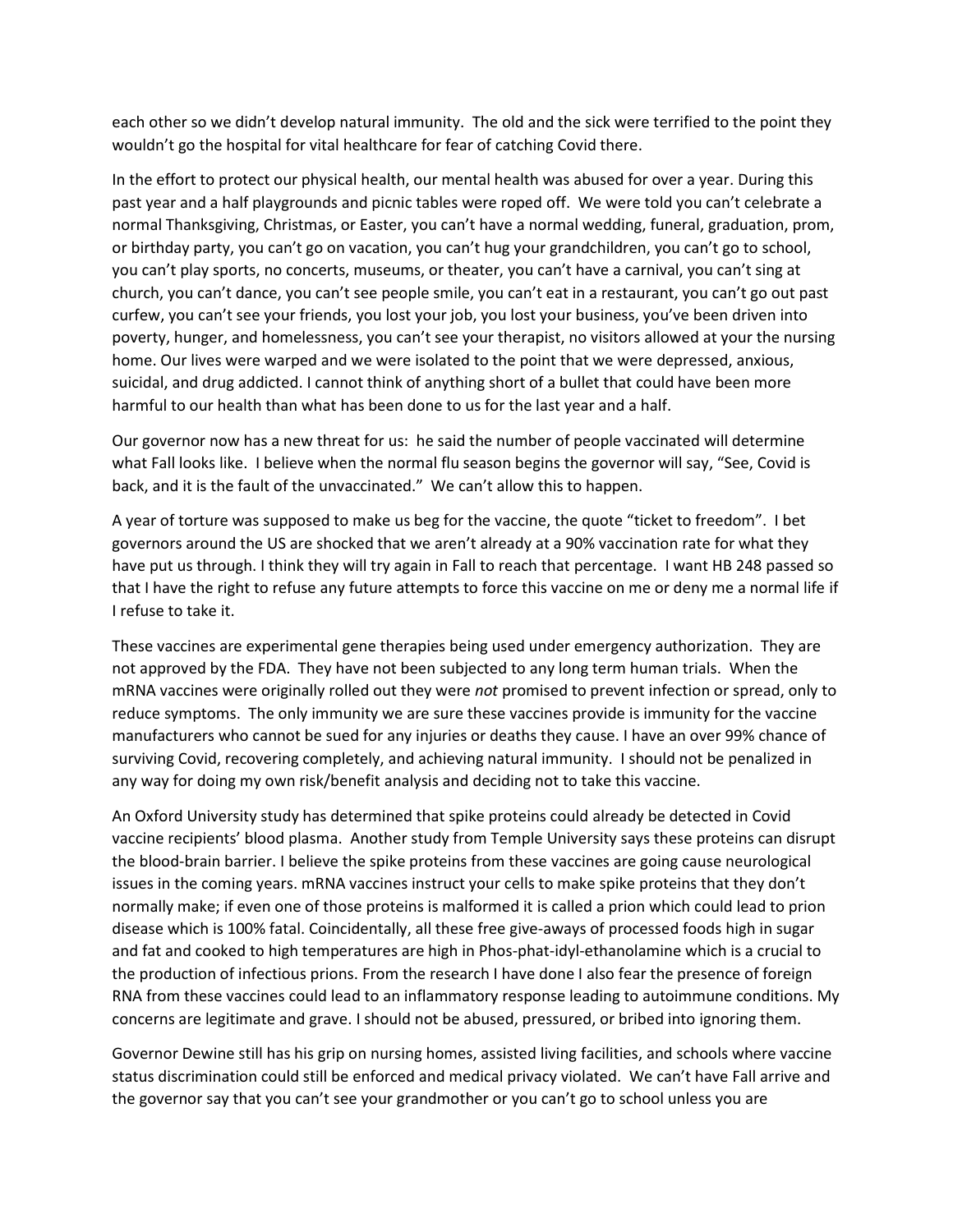each other so we didn't develop natural immunity. The old and the sick were terrified to the point they wouldn't go the hospital for vital healthcare for fear of catching Covid there.

In the effort to protect our physical health, our mental health was abused for over a year. During this past year and a half playgrounds and picnic tables were roped off. We were told you can't celebrate a normal Thanksgiving, Christmas, or Easter, you can't have a normal wedding, funeral, graduation, prom, or birthday party, you can't go on vacation, you can't hug your grandchildren, you can't go to school, you can't play sports, no concerts, museums, or theater, you can't have a carnival, you can't sing at church, you can't dance, you can't see people smile, you can't eat in a restaurant, you can't go out past curfew, you can't see your friends, you lost your job, you lost your business, you've been driven into poverty, hunger, and homelessness, you can't see your therapist, no visitors allowed at your the nursing home. Our lives were warped and we were isolated to the point that we were depressed, anxious, suicidal, and drug addicted. I cannot think of anything short of a bullet that could have been more harmful to our health than what has been done to us for the last year and a half.

Our governor now has a new threat for us: he said the number of people vaccinated will determine what Fall looks like. I believe when the normal flu season begins the governor will say, "See, Covid is back, and it is the fault of the unvaccinated." We can't allow this to happen.

A year of torture was supposed to make us beg for the vaccine, the quote "ticket to freedom". I bet governors around the US are shocked that we aren't already at a 90% vaccination rate for what they have put us through. I think they will try again in Fall to reach that percentage. I want HB 248 passed so that I have the right to refuse any future attempts to force this vaccine on me or deny me a normal life if I refuse to take it.

These vaccines are experimental gene therapies being used under emergency authorization. They are not approved by the FDA. They have not been subjected to any long term human trials. When the mRNA vaccines were originally rolled out they were *not* promised to prevent infection or spread, only to reduce symptoms. The only immunity we are sure these vaccines provide is immunity for the vaccine manufacturers who cannot be sued for any injuries or deaths they cause. I have an over 99% chance of surviving Covid, recovering completely, and achieving natural immunity. I should not be penalized in any way for doing my own risk/benefit analysis and deciding not to take this vaccine.

An Oxford University study has determined that spike proteins could already be detected in Covid vaccine recipients' blood plasma. Another study from Temple University says these proteins can disrupt the blood-brain barrier. I believe the spike proteins from these vaccines are going cause neurological issues in the coming years. mRNA vaccines instruct your cells to make spike proteins that they don't normally make; if even one of those proteins is malformed it is called a prion which could lead to prion disease which is 100% fatal. Coincidentally, all these free give-aways of processed foods high in sugar and fat and cooked to high temperatures are high in Phos-phat-idyl-ethanolamine which is a crucial to the production of infectious prions. From the research I have done I also fear the presence of foreign RNA from these vaccines could lead to an inflammatory response leading to autoimmune conditions. My concerns are legitimate and grave. I should not be abused, pressured, or bribed into ignoring them.

Governor Dewine still has his grip on nursing homes, assisted living facilities, and schools where vaccine status discrimination could still be enforced and medical privacy violated. We can't have Fall arrive and the governor say that you can't see your grandmother or you can't go to school unless you are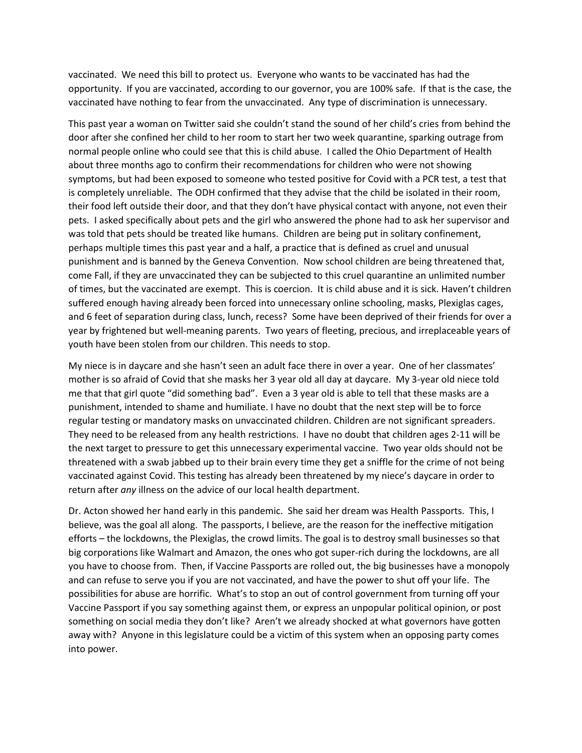vaccinated. We need this bill to protect us. Everyone who wants to be vaccinated has had the opportunity. If you are vaccinated, according to our governor, you are 100% safe. If that is the case, the vaccinated have nothing to fear from the unvaccinated. Any type of discrimination is unnecessary.

This past year a woman on Twitter said she couldn't stand the sound of her child's cries from behind the door after she confined her child to her room to start her two week quarantine, sparking outrage from normal people online who could see that this is child abuse. I called the Ohio Department of Health about three months ago to confirm their recommendations for children who were not showing symptoms, but had been exposed to someone who tested positive for Covid with a PCR test, a test that is completely unreliable. The ODH confirmed that they advise that the child be isolated in their room, their food left outside their door, and that they don't have physical contact with anyone, not even their pets. I asked specifically about pets and the girl who answered the phone had to ask her supervisor and was told that pets should be treated like humans. Children are being put in solitary confinement, perhaps multiple times this past year and a half, a practice that is defined as cruel and unusual punishment and is banned by the Geneva Convention. Now school children are being threatened that, come Fall, if they are unvaccinated they can be subjected to this cruel quarantine an unlimited number of times, but the vaccinated are exempt. This is coercion. It is child abuse and it is sick. Haven't children suffered enough having already been forced into unnecessary online schooling, masks, Plexiglas cages, and 6 feet of separation during class, lunch, recess? Some have been deprived of their friends for over a year by frightened but well-meaning parents. Two years of fleeting, precious, and irreplaceable years of youth have been stolen from our children. This needs to stop.

My niece is in daycare and she hasn't seen an adult face there in over a year. One of her classmates' mother is so afraid of Covid that she masks her 3 year old all day at daycare. My 3-year old niece told me that that girl quote "did something bad". Even a 3 year old is able to tell that these masks are a punishment, intended to shame and humiliate. I have no doubt that the next step will be to force regular testing or mandatory masks on unvaccinated children. Children are not significant spreaders. They need to be released from any health restrictions. I have no doubt that children ages 2-11 will be the next target to pressure to get this unnecessary experimental vaccine. Two year olds should not be threatened with a swab jabbed up to their brain every time they get a sniffle for the crime of not being vaccinated against Covid. This testing has already been threatened by my niece's daycare in order to return after *any* illness on the advice of our local health department.

Dr. Acton showed her hand early in this pandemic. She said her dream was Health Passports. This, I believe, was the goal all along. The passports, I believe, are the reason for the ineffective mitigation efforts – the lockdowns, the Plexiglas, the crowd limits. The goal is to destroy small businesses so that big corporations like Walmart and Amazon, the ones who got super-rich during the lockdowns, are all you have to choose from. Then, if Vaccine Passports are rolled out, the big businesses have a monopoly and can refuse to serve you if you are not vaccinated, and have the power to shut off your life. The possibilities for abuse are horrific. What's to stop an out of control government from turning off your Vaccine Passport if you say something against them, or express an unpopular political opinion, or post something on social media they don't like? Aren't we already shocked at what governors have gotten away with? Anyone in this legislature could be a victim of this system when an opposing party comes into power.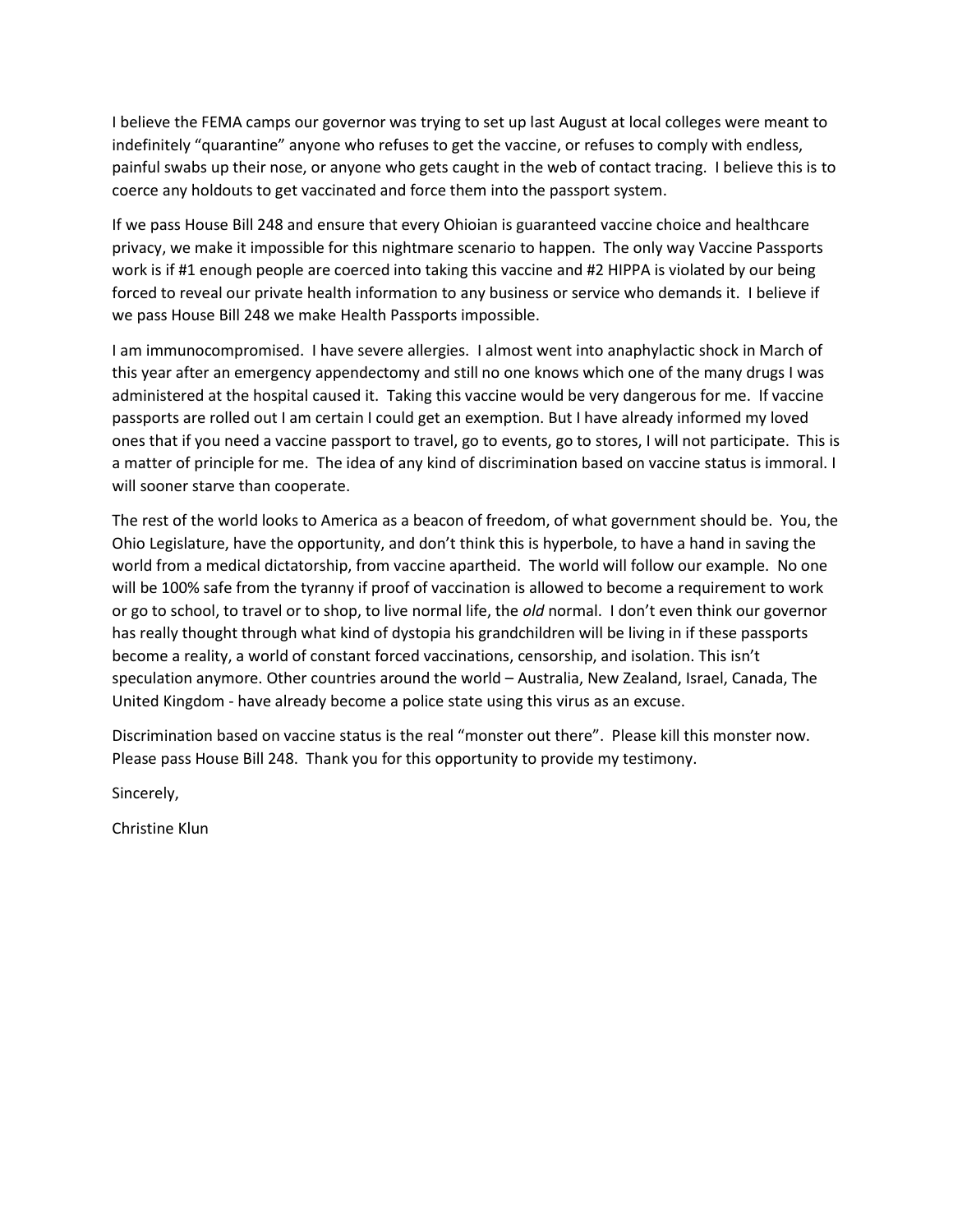I believe the FEMA camps our governor was trying to set up last August at local colleges were meant to indefinitely "quarantine" anyone who refuses to get the vaccine, or refuses to comply with endless, painful swabs up their nose, or anyone who gets caught in the web of contact tracing. I believe this is to coerce any holdouts to get vaccinated and force them into the passport system.

If we pass House Bill 248 and ensure that every Ohioian is guaranteed vaccine choice and healthcare privacy, we make it impossible for this nightmare scenario to happen. The only way Vaccine Passports work is if #1 enough people are coerced into taking this vaccine and #2 HIPPA is violated by our being forced to reveal our private health information to any business or service who demands it. I believe if we pass House Bill 248 we make Health Passports impossible.

I am immunocompromised. I have severe allergies. I almost went into anaphylactic shock in March of this year after an emergency appendectomy and still no one knows which one of the many drugs I was administered at the hospital caused it. Taking this vaccine would be very dangerous for me. If vaccine passports are rolled out I am certain I could get an exemption. But I have already informed my loved ones that if you need a vaccine passport to travel, go to events, go to stores, I will not participate. This is a matter of principle for me. The idea of any kind of discrimination based on vaccine status is immoral. I will sooner starve than cooperate.

The rest of the world looks to America as a beacon of freedom, of what government should be. You, the Ohio Legislature, have the opportunity, and don't think this is hyperbole, to have a hand in saving the world from a medical dictatorship, from vaccine apartheid. The world will follow our example. No one will be 100% safe from the tyranny if proof of vaccination is allowed to become a requirement to work or go to school, to travel or to shop, to live normal life, the *old* normal. I don't even think our governor has really thought through what kind of dystopia his grandchildren will be living in if these passports become a reality, a world of constant forced vaccinations, censorship, and isolation. This isn't speculation anymore. Other countries around the world – Australia, New Zealand, Israel, Canada, The United Kingdom - have already become a police state using this virus as an excuse.

Discrimination based on vaccine status is the real "monster out there". Please kill this monster now. Please pass House Bill 248. Thank you for this opportunity to provide my testimony.

Sincerely,

Christine Klun